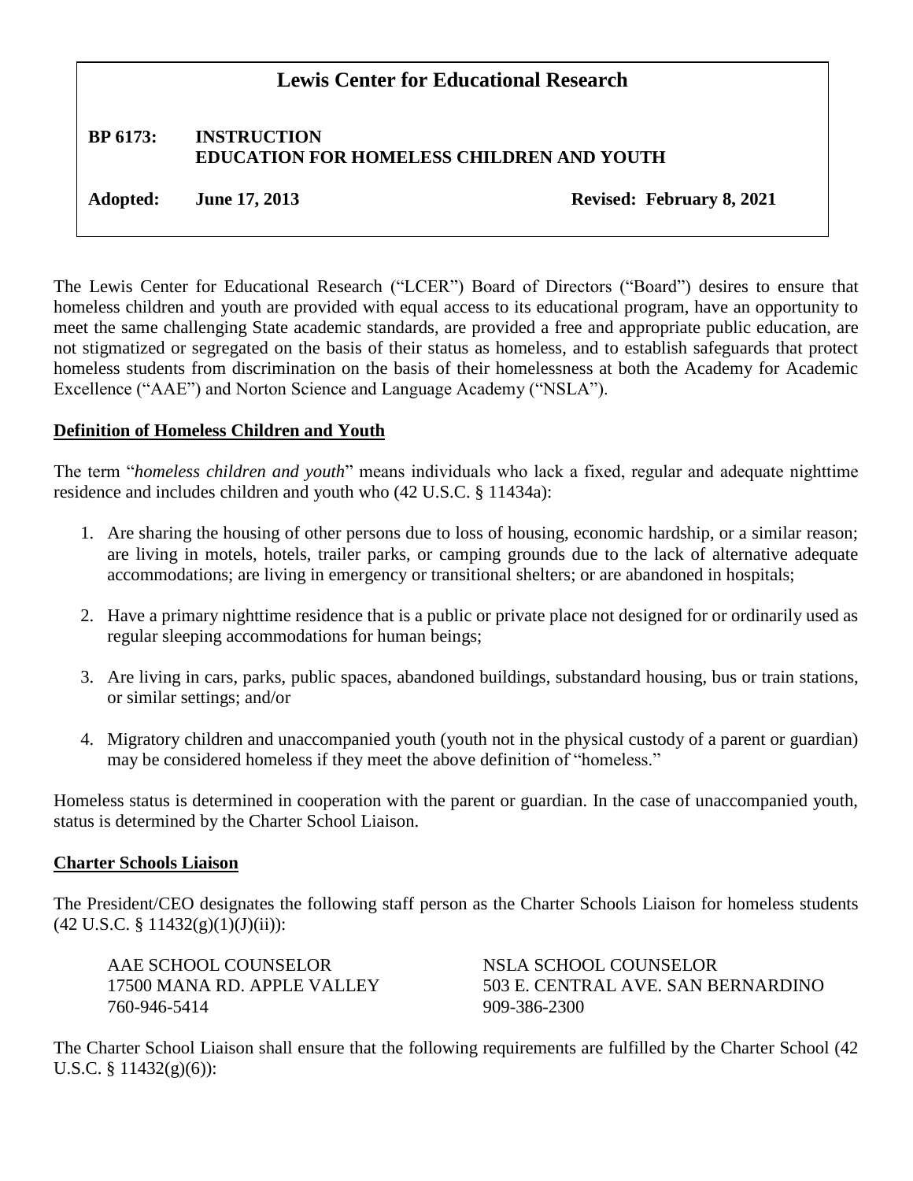# Lewis Center for Educational Research

**BP 6173: INSTRUCTION**
**EDUCATION FOR HOMELESS CHILDREN AND YOUTH**

**Adopted: June 17, 2013** **Revised: February 8, 2021**

The Lewis Center for Educational Research ("LCER") Board of Directors ("Board") desires to ensure that homeless children and youth are provided with equal access to its educational program, have an opportunity to meet the same challenging State academic standards, are provided a free and appropriate public education, are not stigmatized or segregated on the basis of their status as homeless, and to establish safeguards that protect homeless students from discrimination on the basis of their homelessness at both the Academy for Academic Excellence ("AAE") and Norton Science and Language Academy ("NSLA").

## Definition of Homeless Children and Youth

The term "*homeless children and youth*" means individuals who lack a fixed, regular and adequate nighttime residence and includes children and youth who (42 U.S.C. § 11434a):

1. Are sharing the housing of other persons due to loss of housing, economic hardship, or a similar reason; are living in motels, hotels, trailer parks, or camping grounds due to the lack of alternative adequate accommodations; are living in emergency or transitional shelters; or are abandoned in hospitals;
2. Have a primary nighttime residence that is a public or private place not designed for or ordinarily used as regular sleeping accommodations for human beings;
3. Are living in cars, parks, public spaces, abandoned buildings, substandard housing, bus or train stations, or similar settings; and/or
4. Migratory children and unaccompanied youth (youth not in the physical custody of a parent or guardian) may be considered homeless if they meet the above definition of "homeless."

Homeless status is determined in cooperation with the parent or guardian. In the case of unaccompanied youth, status is determined by the Charter School Liaison.

## Charter Schools Liaison

The President/CEO designates the following staff person as the Charter Schools Liaison for homeless students (42 U.S.C. § 11432(g)(1)(J)(ii)):

AAE SCHOOL COUNSELOR
17500 MANA RD. APPLE VALLEY
760-946-5414

NSLA SCHOOL COUNSELOR
503 E. CENTRAL AVE. SAN BERNARDINO
909-386-2300

The Charter School Liaison shall ensure that the following requirements are fulfilled by the Charter School (42 U.S.C. § 11432(g)(6)):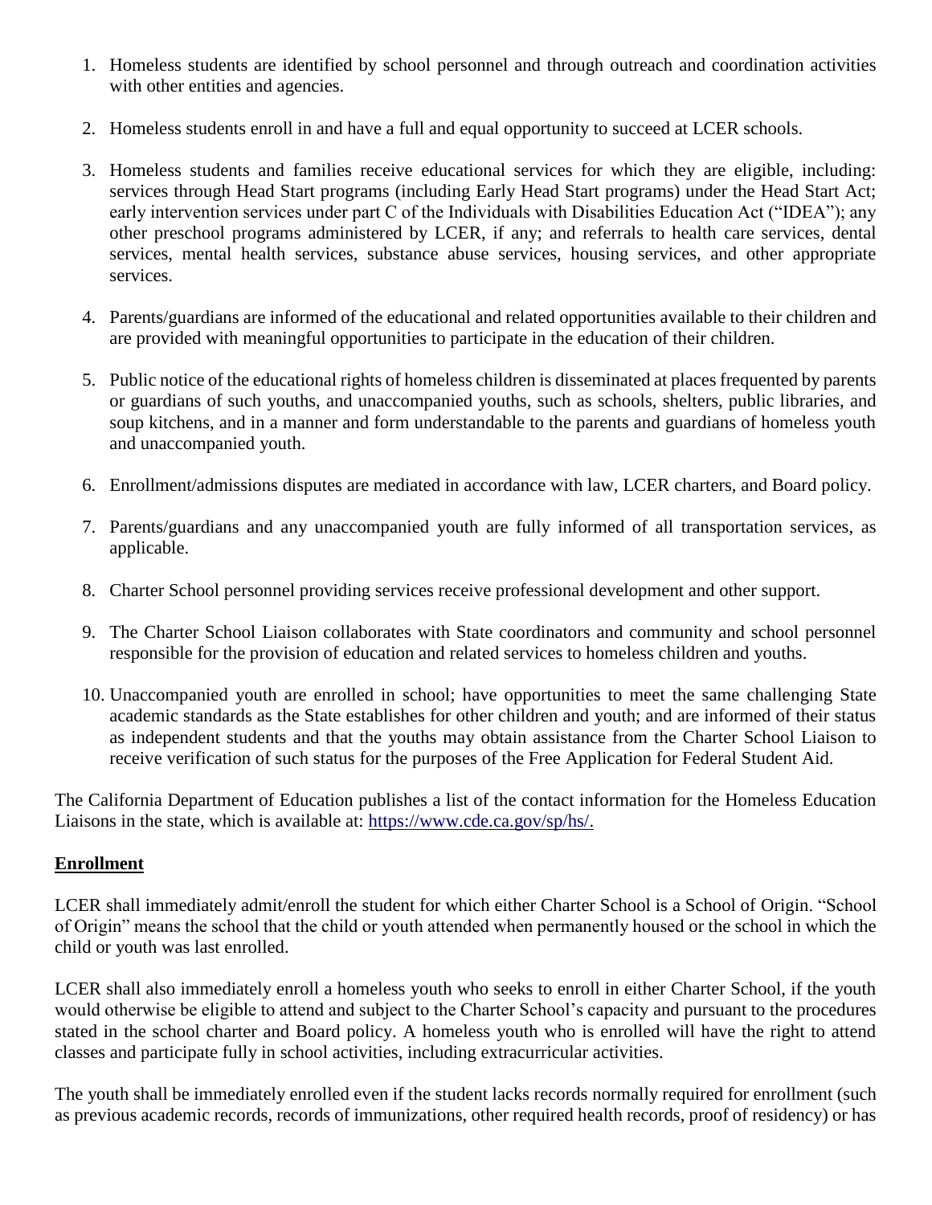1. Homeless students are identified by school personnel and through outreach and coordination activities with other entities and agencies.

2. Homeless students enroll in and have a full and equal opportunity to succeed at LCER schools.

3. Homeless students and families receive educational services for which they are eligible, including: services through Head Start programs (including Early Head Start programs) under the Head Start Act; early intervention services under part C of the Individuals with Disabilities Education Act ("IDEA"); any other preschool programs administered by LCER, if any; and referrals to health care services, dental services, mental health services, substance abuse services, housing services, and other appropriate services.

4. Parents/guardians are informed of the educational and related opportunities available to their children and are provided with meaningful opportunities to participate in the education of their children.

5. Public notice of the educational rights of homeless children is disseminated at places frequented by parents or guardians of such youths, and unaccompanied youths, such as schools, shelters, public libraries, and soup kitchens, and in a manner and form understandable to the parents and guardians of homeless youth and unaccompanied youth.

6. Enrollment/admissions disputes are mediated in accordance with law, LCER charters, and Board policy.

7. Parents/guardians and any unaccompanied youth are fully informed of all transportation services, as applicable.

8. Charter School personnel providing services receive professional development and other support.

9. The Charter School Liaison collaborates with State coordinators and community and school personnel responsible for the provision of education and related services to homeless children and youths.

10. Unaccompanied youth are enrolled in school; have opportunities to meet the same challenging State academic standards as the State establishes for other children and youth; and are informed of their status as independent students and that the youths may obtain assistance from the Charter School Liaison to receive verification of such status for the purposes of the Free Application for Federal Student Aid.

The California Department of Education publishes a list of the contact information for the Homeless Education Liaisons in the state, which is available at: https://www.cde.ca.gov/sp/hs/.

## Enrollment

LCER shall immediately admit/enroll the student for which either Charter School is a School of Origin. "School of Origin" means the school that the child or youth attended when permanently housed or the school in which the child or youth was last enrolled.

LCER shall also immediately enroll a homeless youth who seeks to enroll in either Charter School, if the youth would otherwise be eligible to attend and subject to the Charter School's capacity and pursuant to the procedures stated in the school charter and Board policy. A homeless youth who is enrolled will have the right to attend classes and participate fully in school activities, including extracurricular activities.

The youth shall be immediately enrolled even if the student lacks records normally required for enrollment (such as previous academic records, records of immunizations, other required health records, proof of residency) or has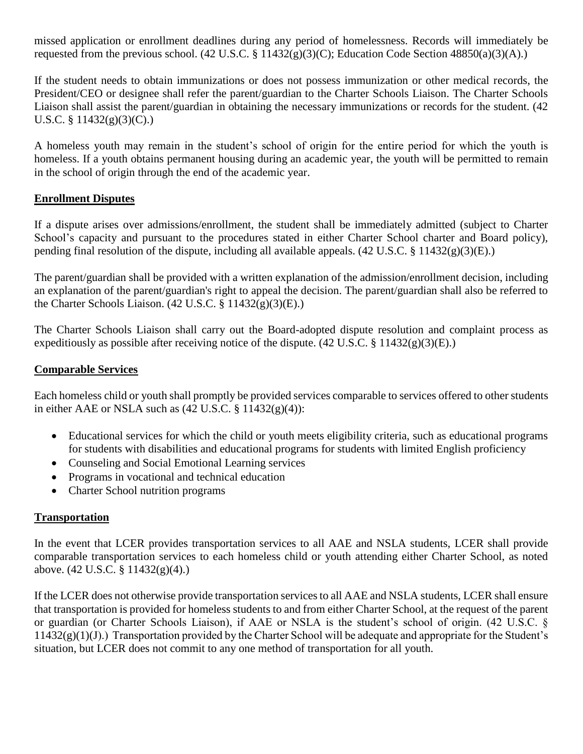missed application or enrollment deadlines during any period of homelessness. Records will immediately be requested from the previous school. (42 U.S.C. § 11432(g)(3)(C); Education Code Section 48850(a)(3)(A).)

If the student needs to obtain immunizations or does not possess immunization or other medical records, the President/CEO or designee shall refer the parent/guardian to the Charter Schools Liaison. The Charter Schools Liaison shall assist the parent/guardian in obtaining the necessary immunizations or records for the student. (42 U.S.C. § 11432(g)(3)(C).)

A homeless youth may remain in the student's school of origin for the entire period for which the youth is homeless. If a youth obtains permanent housing during an academic year, the youth will be permitted to remain in the school of origin through the end of the academic year.

## Enrollment Disputes

If a dispute arises over admissions/enrollment, the student shall be immediately admitted (subject to Charter School's capacity and pursuant to the procedures stated in either Charter School charter and Board policy), pending final resolution of the dispute, including all available appeals. (42 U.S.C. § 11432(g)(3)(E).)

The parent/guardian shall be provided with a written explanation of the admission/enrollment decision, including an explanation of the parent/guardian's right to appeal the decision. The parent/guardian shall also be referred to the Charter Schools Liaison. (42 U.S.C. § 11432(g)(3)(E).)

The Charter Schools Liaison shall carry out the Board-adopted dispute resolution and complaint process as expeditiously as possible after receiving notice of the dispute. (42 U.S.C. § 11432(g)(3)(E).)

## Comparable Services

Each homeless child or youth shall promptly be provided services comparable to services offered to other students in either AAE or NSLA such as (42 U.S.C. § 11432(g)(4)):

- Educational services for which the child or youth meets eligibility criteria, such as educational programs for students with disabilities and educational programs for students with limited English proficiency
- Counseling and Social Emotional Learning services
- Programs in vocational and technical education
- Charter School nutrition programs

## Transportation

In the event that LCER provides transportation services to all AAE and NSLA students, LCER shall provide comparable transportation services to each homeless child or youth attending either Charter School, as noted above. (42 U.S.C. § 11432(g)(4).)

If the LCER does not otherwise provide transportation services to all AAE and NSLA students, LCER shall ensure that transportation is provided for homeless students to and from either Charter School, at the request of the parent or guardian (or Charter Schools Liaison), if AAE or NSLA is the student's school of origin. (42 U.S.C. § 11432(g)(1)(J).) Transportation provided by the Charter School will be adequate and appropriate for the Student's situation, but LCER does not commit to any one method of transportation for all youth.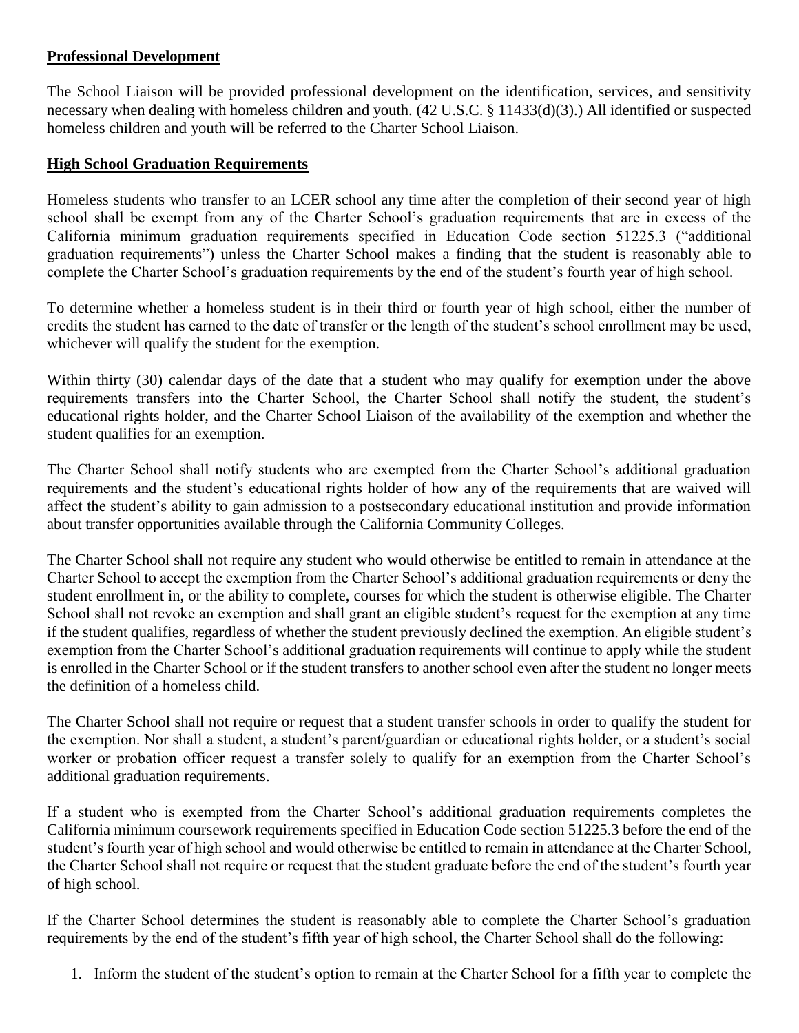**Professional Development**

The School Liaison will be provided professional development on the identification, services, and sensitivity necessary when dealing with homeless children and youth. (42 U.S.C. § 11433(d)(3).) All identified or suspected homeless children and youth will be referred to the Charter School Liaison.

**High School Graduation Requirements**

Homeless students who transfer to an LCER school any time after the completion of their second year of high school shall be exempt from any of the Charter School's graduation requirements that are in excess of the California minimum graduation requirements specified in Education Code section 51225.3 ("additional graduation requirements") unless the Charter School makes a finding that the student is reasonably able to complete the Charter School's graduation requirements by the end of the student's fourth year of high school.

To determine whether a homeless student is in their third or fourth year of high school, either the number of credits the student has earned to the date of transfer or the length of the student's school enrollment may be used, whichever will qualify the student for the exemption.

Within thirty (30) calendar days of the date that a student who may qualify for exemption under the above requirements transfers into the Charter School, the Charter School shall notify the student, the student's educational rights holder, and the Charter School Liaison of the availability of the exemption and whether the student qualifies for an exemption.

The Charter School shall notify students who are exempted from the Charter School's additional graduation requirements and the student's educational rights holder of how any of the requirements that are waived will affect the student's ability to gain admission to a postsecondary educational institution and provide information about transfer opportunities available through the California Community Colleges.

The Charter School shall not require any student who would otherwise be entitled to remain in attendance at the Charter School to accept the exemption from the Charter School's additional graduation requirements or deny the student enrollment in, or the ability to complete, courses for which the student is otherwise eligible. The Charter School shall not revoke an exemption and shall grant an eligible student's request for the exemption at any time if the student qualifies, regardless of whether the student previously declined the exemption. An eligible student's exemption from the Charter School's additional graduation requirements will continue to apply while the student is enrolled in the Charter School or if the student transfers to another school even after the student no longer meets the definition of a homeless child.

The Charter School shall not require or request that a student transfer schools in order to qualify the student for the exemption. Nor shall a student, a student's parent/guardian or educational rights holder, or a student's social worker or probation officer request a transfer solely to qualify for an exemption from the Charter School's additional graduation requirements.

If a student who is exempted from the Charter School's additional graduation requirements completes the California minimum coursework requirements specified in Education Code section 51225.3 before the end of the student's fourth year of high school and would otherwise be entitled to remain in attendance at the Charter School, the Charter School shall not require or request that the student graduate before the end of the student's fourth year of high school.

If the Charter School determines the student is reasonably able to complete the Charter School's graduation requirements by the end of the student's fifth year of high school, the Charter School shall do the following:

1. Inform the student of the student's option to remain at the Charter School for a fifth year to complete the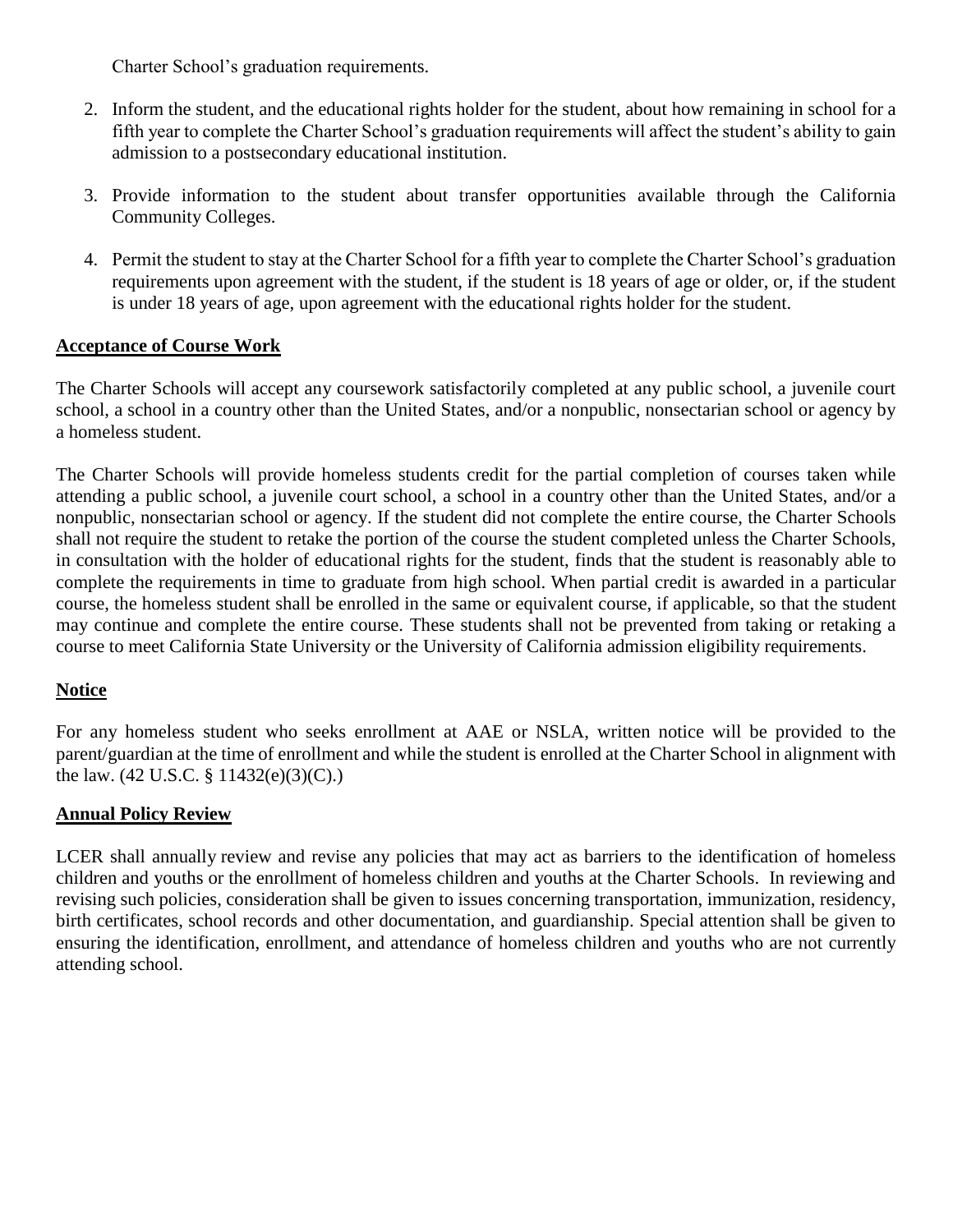Charter School's graduation requirements.

2. Inform the student, and the educational rights holder for the student, about how remaining in school for a fifth year to complete the Charter School's graduation requirements will affect the student's ability to gain admission to a postsecondary educational institution.

3. Provide information to the student about transfer opportunities available through the California Community Colleges.

4. Permit the student to stay at the Charter School for a fifth year to complete the Charter School's graduation requirements upon agreement with the student, if the student is 18 years of age or older, or, if the student is under 18 years of age, upon agreement with the educational rights holder for the student.

## **Acceptance of Course Work**

The Charter Schools will accept any coursework satisfactorily completed at any public school, a juvenile court school, a school in a country other than the United States, and/or a nonpublic, nonsectarian school or agency by a homeless student.

The Charter Schools will provide homeless students credit for the partial completion of courses taken while attending a public school, a juvenile court school, a school in a country other than the United States, and/or a nonpublic, nonsectarian school or agency. If the student did not complete the entire course, the Charter Schools shall not require the student to retake the portion of the course the student completed unless the Charter Schools, in consultation with the holder of educational rights for the student, finds that the student is reasonably able to complete the requirements in time to graduate from high school. When partial credit is awarded in a particular course, the homeless student shall be enrolled in the same or equivalent course, if applicable, so that the student may continue and complete the entire course. These students shall not be prevented from taking or retaking a course to meet California State University or the University of California admission eligibility requirements.

## **Notice**

For any homeless student who seeks enrollment at AAE or NSLA, written notice will be provided to the parent/guardian at the time of enrollment and while the student is enrolled at the Charter School in alignment with the law. (42 U.S.C. § 11432(e)(3)(C).)

## **Annual Policy Review**

LCER shall annually review and revise any policies that may act as barriers to the identification of homeless children and youths or the enrollment of homeless children and youths at the Charter Schools. In reviewing and revising such policies, consideration shall be given to issues concerning transportation, immunization, residency, birth certificates, school records and other documentation, and guardianship. Special attention shall be given to ensuring the identification, enrollment, and attendance of homeless children and youths who are not currently attending school.